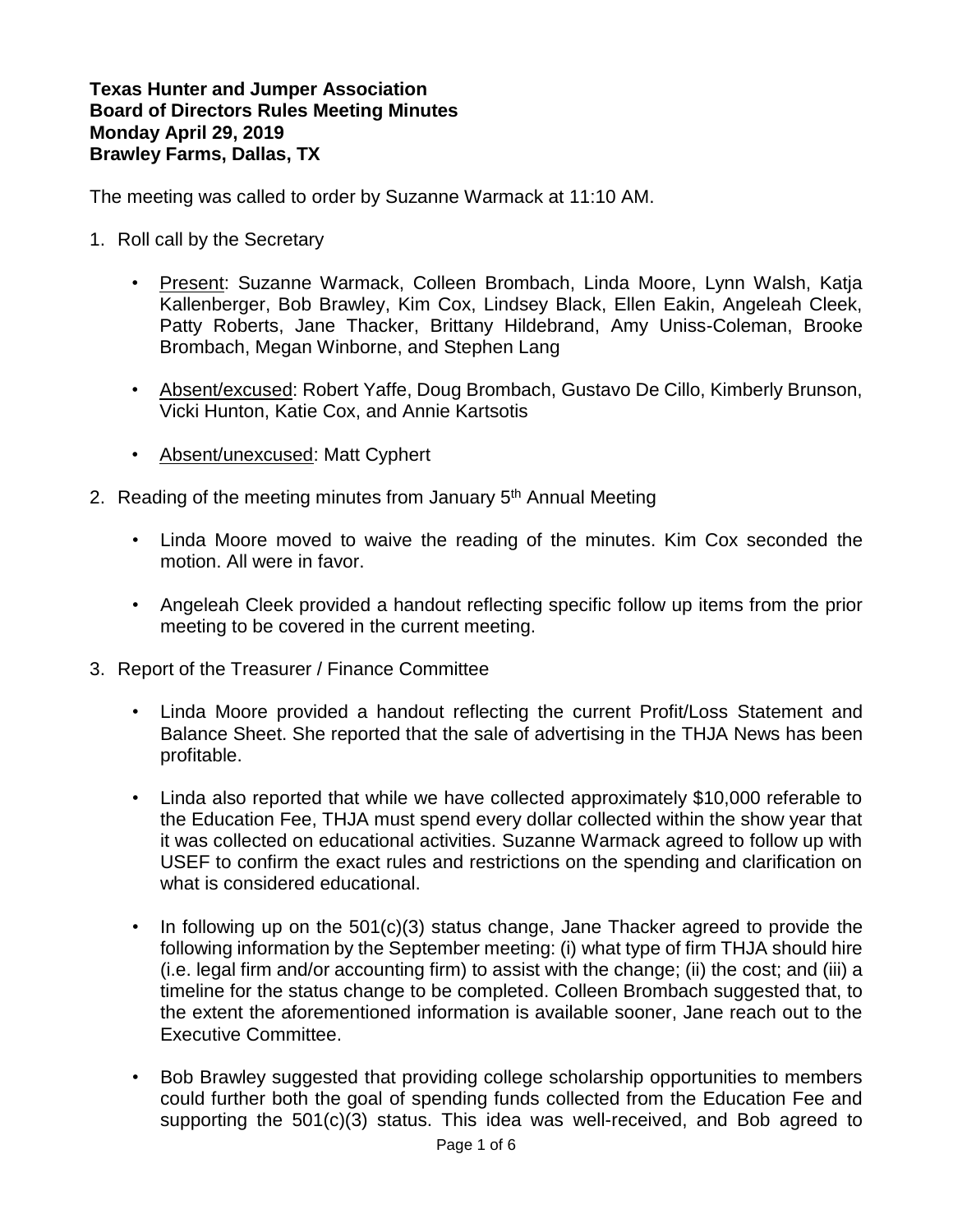**Texas Hunter and Jumper Association**
**Board of Directors Rules Meeting Minutes**
**Monday April 29, 2019**
**Brawley Farms, Dallas, TX**

The meeting was called to order by Suzanne Warmack at 11:10 AM.

1. Roll call by the Secretary

    - Present: Suzanne Warmack, Colleen Brombach, Linda Moore, Lynn Walsh, Katja Kallenberger, Bob Brawley, Kim Cox, Lindsey Black, Ellen Eakin, Angeleah Cleek, Patty Roberts, Jane Thacker, Brittany Hildebrand, Amy Uniss-Coleman, Brooke Brombach, Megan Winborne, and Stephen Lang

    - Absent/excused: Robert Yaffe, Doug Brombach, Gustavo De Cillo, Kimberly Brunson, Vicki Hunton, Katie Cox, and Annie Kartsotis

    - Absent/unexcused: Matt Cyphert

2. Reading of the meeting minutes from January 5th Annual Meeting

    - Linda Moore moved to waive the reading of the minutes. Kim Cox seconded the motion. All were in favor.

    - Angeleah Cleek provided a handout reflecting specific follow up items from the prior meeting to be covered in the current meeting.

3. Report of the Treasurer / Finance Committee

    - Linda Moore provided a handout reflecting the current Profit/Loss Statement and Balance Sheet. She reported that the sale of advertising in the THJA News has been profitable.

    - Linda also reported that while we have collected approximately $10,000 referable to the Education Fee, THJA must spend every dollar collected within the show year that it was collected on educational activities. Suzanne Warmack agreed to follow up with USEF to confirm the exact rules and restrictions on the spending and clarification on what is considered educational.

    - In following up on the 501(c)(3) status change, Jane Thacker agreed to provide the following information by the September meeting: (i) what type of firm THJA should hire (i.e. legal firm and/or accounting firm) to assist with the change; (ii) the cost; and (iii) a timeline for the status change to be completed. Colleen Brombach suggested that, to the extent the aforementioned information is available sooner, Jane reach out to the Executive Committee.

    - Bob Brawley suggested that providing college scholarship opportunities to members could further both the goal of spending funds collected from the Education Fee and supporting the 501(c)(3) status. This idea was well-received, and Bob agreed to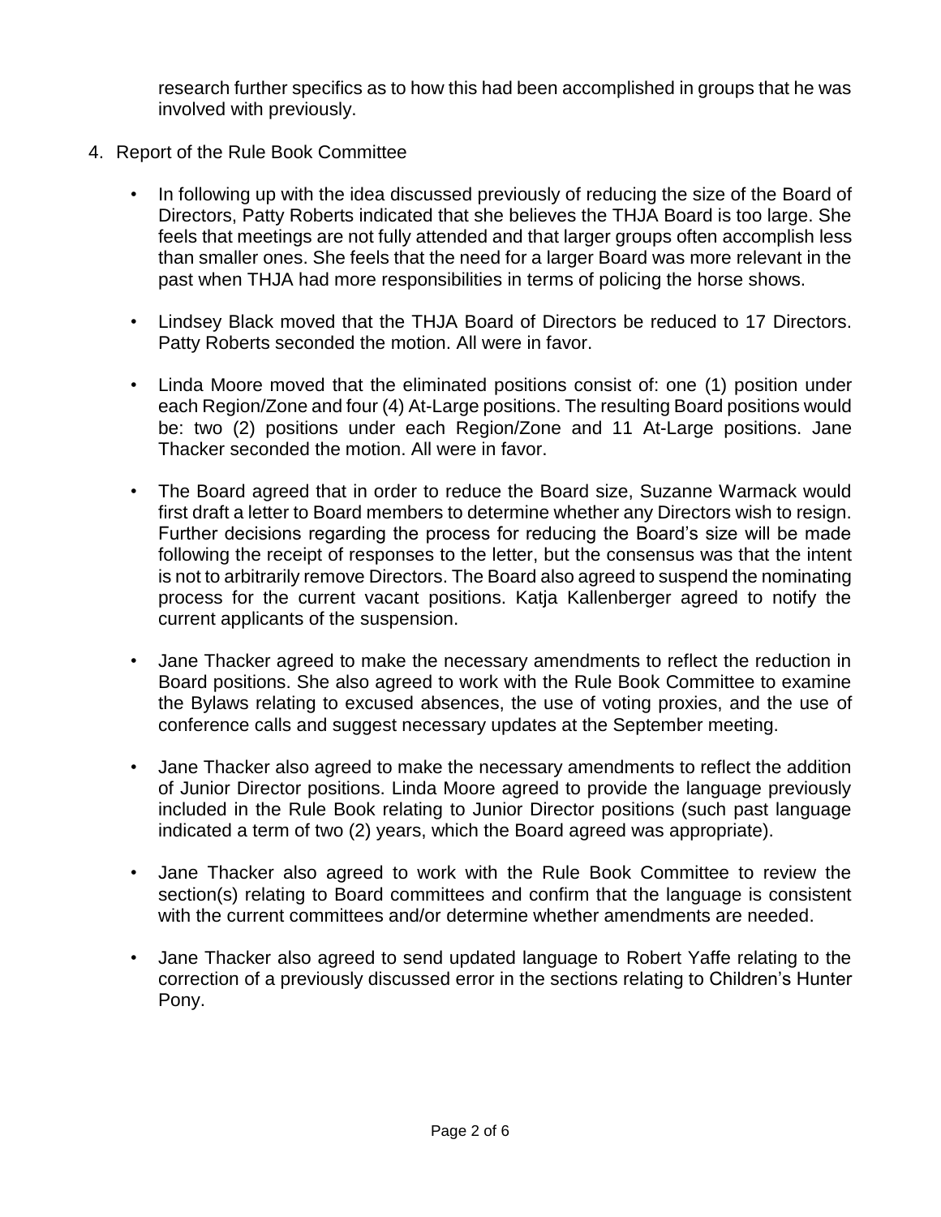research further specifics as to how this had been accomplished in groups that he was involved with previously.

4. Report of the Rule Book Committee

   - In following up with the idea discussed previously of reducing the size of the Board of Directors, Patty Roberts indicated that she believes the THJA Board is too large. She feels that meetings are not fully attended and that larger groups often accomplish less than smaller ones. She feels that the need for a larger Board was more relevant in the past when THJA had more responsibilities in terms of policing the horse shows.

   - Lindsey Black moved that the THJA Board of Directors be reduced to 17 Directors. Patty Roberts seconded the motion. All were in favor.

   - Linda Moore moved that the eliminated positions consist of: one (1) position under each Region/Zone and four (4) At-Large positions. The resulting Board positions would be: two (2) positions under each Region/Zone and 11 At-Large positions. Jane Thacker seconded the motion. All were in favor.

   - The Board agreed that in order to reduce the Board size, Suzanne Warmack would first draft a letter to Board members to determine whether any Directors wish to resign. Further decisions regarding the process for reducing the Board's size will be made following the receipt of responses to the letter, but the consensus was that the intent is not to arbitrarily remove Directors. The Board also agreed to suspend the nominating process for the current vacant positions. Katja Kallenberger agreed to notify the current applicants of the suspension.

   - Jane Thacker agreed to make the necessary amendments to reflect the reduction in Board positions. She also agreed to work with the Rule Book Committee to examine the Bylaws relating to excused absences, the use of voting proxies, and the use of conference calls and suggest necessary updates at the September meeting.

   - Jane Thacker also agreed to make the necessary amendments to reflect the addition of Junior Director positions. Linda Moore agreed to provide the language previously included in the Rule Book relating to Junior Director positions (such past language indicated a term of two (2) years, which the Board agreed was appropriate).

   - Jane Thacker also agreed to work with the Rule Book Committee to review the section(s) relating to Board committees and confirm that the language is consistent with the current committees and/or determine whether amendments are needed.

   - Jane Thacker also agreed to send updated language to Robert Yaffe relating to the correction of a previously discussed error in the sections relating to Children's Hunter Pony.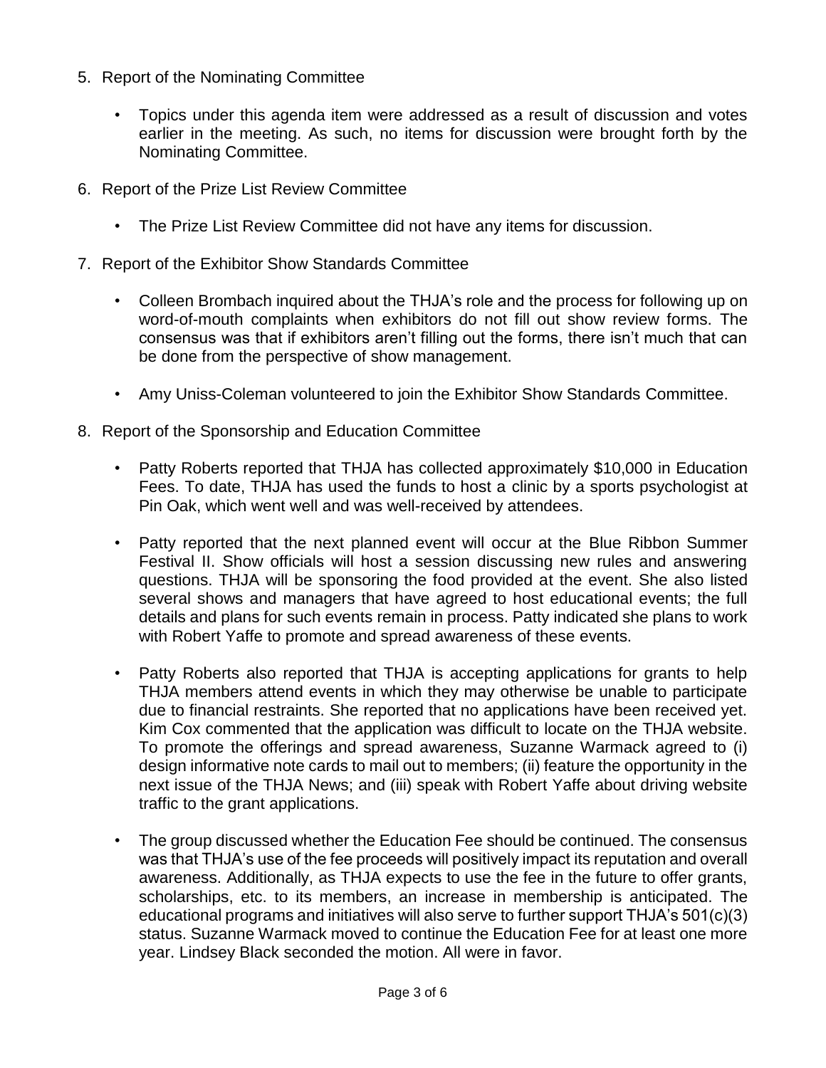5. Report of the Nominating Committee

   - Topics under this agenda item were addressed as a result of discussion and votes earlier in the meeting. As such, no items for discussion were brought forth by the Nominating Committee.

6. Report of the Prize List Review Committee

   - The Prize List Review Committee did not have any items for discussion.

7. Report of the Exhibitor Show Standards Committee

   - Colleen Brombach inquired about the THJA's role and the process for following up on word-of-mouth complaints when exhibitors do not fill out show review forms. The consensus was that if exhibitors aren't filling out the forms, there isn't much that can be done from the perspective of show management.

   - Amy Uniss-Coleman volunteered to join the Exhibitor Show Standards Committee.

8. Report of the Sponsorship and Education Committee

   - Patty Roberts reported that THJA has collected approximately $10,000 in Education Fees. To date, THJA has used the funds to host a clinic by a sports psychologist at Pin Oak, which went well and was well-received by attendees.

   - Patty reported that the next planned event will occur at the Blue Ribbon Summer Festival II. Show officials will host a session discussing new rules and answering questions. THJA will be sponsoring the food provided at the event. She also listed several shows and managers that have agreed to host educational events; the full details and plans for such events remain in process. Patty indicated she plans to work with Robert Yaffe to promote and spread awareness of these events.

   - Patty Roberts also reported that THJA is accepting applications for grants to help THJA members attend events in which they may otherwise be unable to participate due to financial restraints. She reported that no applications have been received yet. Kim Cox commented that the application was difficult to locate on the THJA website. To promote the offerings and spread awareness, Suzanne Warmack agreed to (i) design informative note cards to mail out to members; (ii) feature the opportunity in the next issue of the THJA News; and (iii) speak with Robert Yaffe about driving website traffic to the grant applications.

   - The group discussed whether the Education Fee should be continued. The consensus was that THJA's use of the fee proceeds will positively impact its reputation and overall awareness. Additionally, as THJA expects to use the fee in the future to offer grants, scholarships, etc. to its members, an increase in membership is anticipated. The educational programs and initiatives will also serve to further support THJA's 501(c)(3) status. Suzanne Warmack moved to continue the Education Fee for at least one more year. Lindsey Black seconded the motion. All were in favor.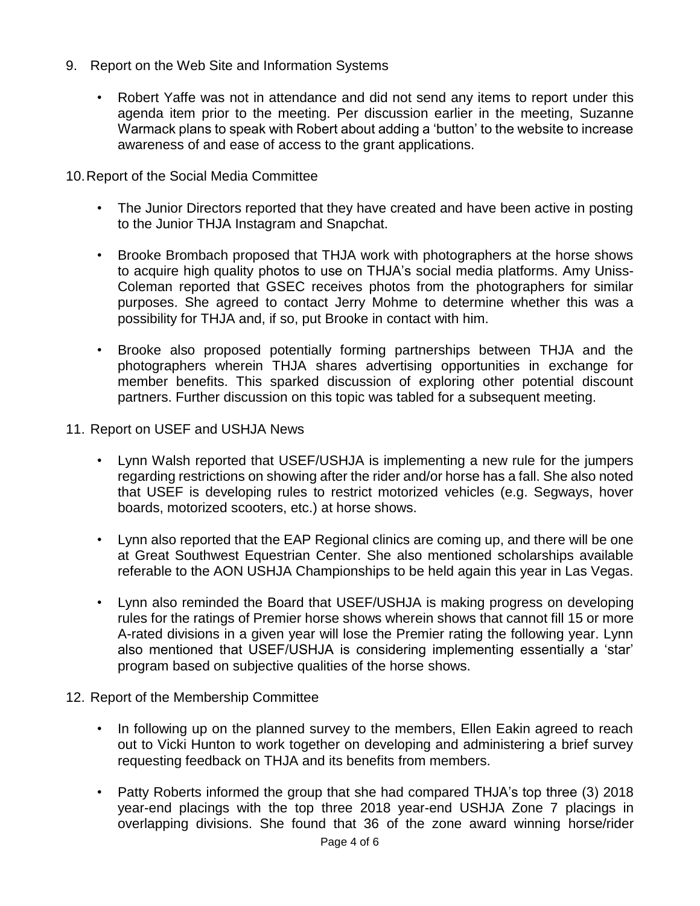9. Report on the Web Site and Information Systems

   - Robert Yaffe was not in attendance and did not send any items to report under this agenda item prior to the meeting. Per discussion earlier in the meeting, Suzanne Warmack plans to speak with Robert about adding a 'button' to the website to increase awareness of and ease of access to the grant applications.

10. Report of the Social Media Committee

   - The Junior Directors reported that they have created and have been active in posting to the Junior THJA Instagram and Snapchat.

   - Brooke Brombach proposed that THJA work with photographers at the horse shows to acquire high quality photos to use on THJA's social media platforms. Amy Uniss-Coleman reported that GSEC receives photos from the photographers for similar purposes. She agreed to contact Jerry Mohme to determine whether this was a possibility for THJA and, if so, put Brooke in contact with him.

   - Brooke also proposed potentially forming partnerships between THJA and the photographers wherein THJA shares advertising opportunities in exchange for member benefits. This sparked discussion of exploring other potential discount partners. Further discussion on this topic was tabled for a subsequent meeting.

11. Report on USEF and USHJA News

   - Lynn Walsh reported that USEF/USHJA is implementing a new rule for the jumpers regarding restrictions on showing after the rider and/or horse has a fall. She also noted that USEF is developing rules to restrict motorized vehicles (e.g. Segways, hover boards, motorized scooters, etc.) at horse shows.

   - Lynn also reported that the EAP Regional clinics are coming up, and there will be one at Great Southwest Equestrian Center. She also mentioned scholarships available referable to the AON USHJA Championships to be held again this year in Las Vegas.

   - Lynn also reminded the Board that USEF/USHJA is making progress on developing rules for the ratings of Premier horse shows wherein shows that cannot fill 15 or more A-rated divisions in a given year will lose the Premier rating the following year. Lynn also mentioned that USEF/USHJA is considering implementing essentially a 'star' program based on subjective qualities of the horse shows.

12. Report of the Membership Committee

   - In following up on the planned survey to the members, Ellen Eakin agreed to reach out to Vicki Hunton to work together on developing and administering a brief survey requesting feedback on THJA and its benefits from members.

   - Patty Roberts informed the group that she had compared THJA's top three (3) 2018 year-end placings with the top three 2018 year-end USHJA Zone 7 placings in overlapping divisions. She found that 36 of the zone award winning horse/rider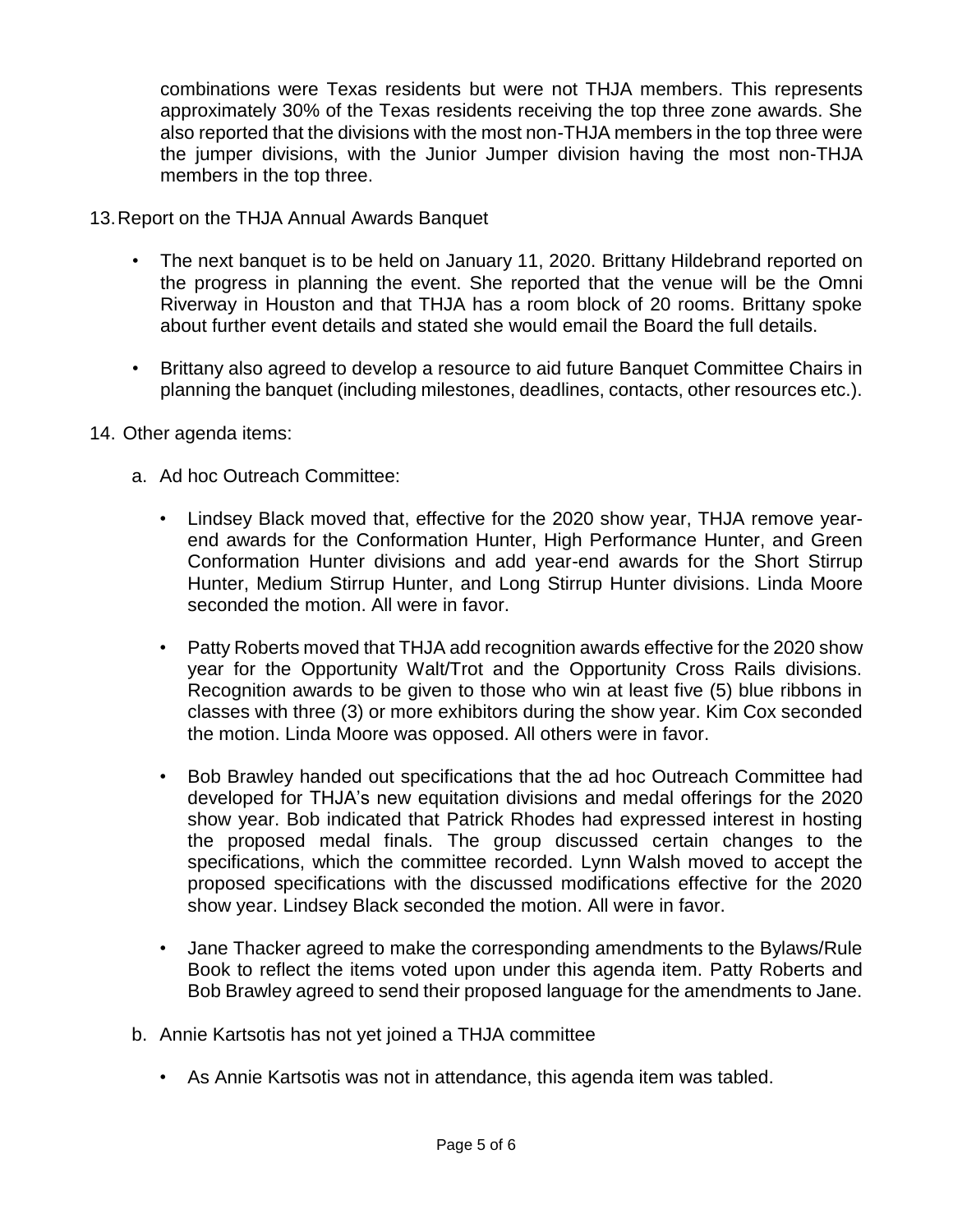combinations were Texas residents but were not THJA members. This represents approximately 30% of the Texas residents receiving the top three zone awards. She also reported that the divisions with the most non-THJA members in the top three were the jumper divisions, with the Junior Jumper division having the most non-THJA members in the top three.

13. Report on the THJA Annual Awards Banquet

- The next banquet is to be held on January 11, 2020. Brittany Hildebrand reported on the progress in planning the event. She reported that the venue will be the Omni Riverway in Houston and that THJA has a room block of 20 rooms. Brittany spoke about further event details and stated she would email the Board the full details.
- Brittany also agreed to develop a resource to aid future Banquet Committee Chairs in planning the banquet (including milestones, deadlines, contacts, other resources etc.).

14. Other agenda items:

a. Ad hoc Outreach Committee:

- Lindsey Black moved that, effective for the 2020 show year, THJA remove year-end awards for the Conformation Hunter, High Performance Hunter, and Green Conformation Hunter divisions and add year-end awards for the Short Stirrup Hunter, Medium Stirrup Hunter, and Long Stirrup Hunter divisions. Linda Moore seconded the motion. All were in favor.
- Patty Roberts moved that THJA add recognition awards effective for the 2020 show year for the Opportunity Walt/Trot and the Opportunity Cross Rails divisions. Recognition awards to be given to those who win at least five (5) blue ribbons in classes with three (3) or more exhibitors during the show year. Kim Cox seconded the motion. Linda Moore was opposed. All others were in favor.
- Bob Brawley handed out specifications that the ad hoc Outreach Committee had developed for THJA's new equitation divisions and medal offerings for the 2020 show year. Bob indicated that Patrick Rhodes had expressed interest in hosting the proposed medal finals. The group discussed certain changes to the specifications, which the committee recorded. Lynn Walsh moved to accept the proposed specifications with the discussed modifications effective for the 2020 show year. Lindsey Black seconded the motion. All were in favor.
- Jane Thacker agreed to make the corresponding amendments to the Bylaws/Rule Book to reflect the items voted upon under this agenda item. Patty Roberts and Bob Brawley agreed to send their proposed language for the amendments to Jane.

b. Annie Kartsotis has not yet joined a THJA committee

- As Annie Kartsotis was not in attendance, this agenda item was tabled.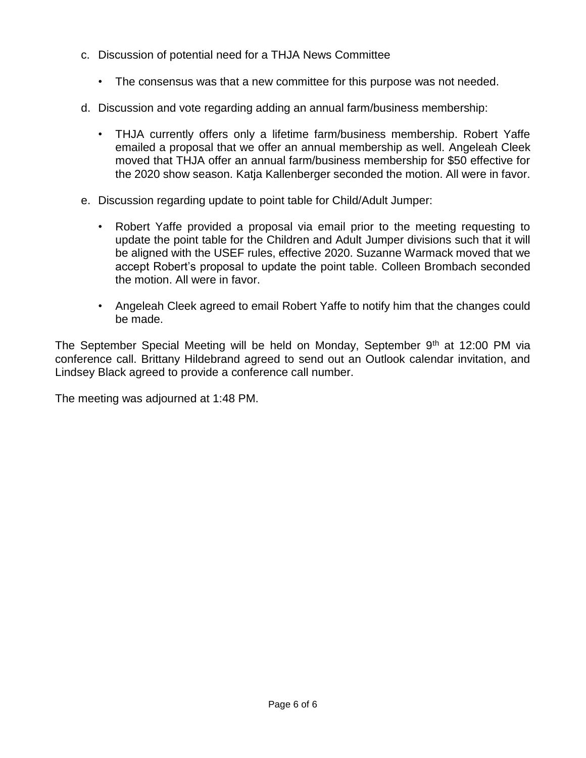c. Discussion of potential need for a THJA News Committee

   - The consensus was that a new committee for this purpose was not needed.

d. Discussion and vote regarding adding an annual farm/business membership:

   - THJA currently offers only a lifetime farm/business membership. Robert Yaffe emailed a proposal that we offer an annual membership as well. Angeleah Cleek moved that THJA offer an annual farm/business membership for $50 effective for the 2020 show season. Katja Kallenberger seconded the motion. All were in favor.

e. Discussion regarding update to point table for Child/Adult Jumper:

   - Robert Yaffe provided a proposal via email prior to the meeting requesting to update the point table for the Children and Adult Jumper divisions such that it will be aligned with the USEF rules, effective 2020. Suzanne Warmack moved that we accept Robert's proposal to update the point table. Colleen Brombach seconded the motion. All were in favor.

   - Angeleah Cleek agreed to email Robert Yaffe to notify him that the changes could be made.

The September Special Meeting will be held on Monday, September 9th at 12:00 PM via conference call. Brittany Hildebrand agreed to send out an Outlook calendar invitation, and Lindsey Black agreed to provide a conference call number.

The meeting was adjourned at 1:48 PM.